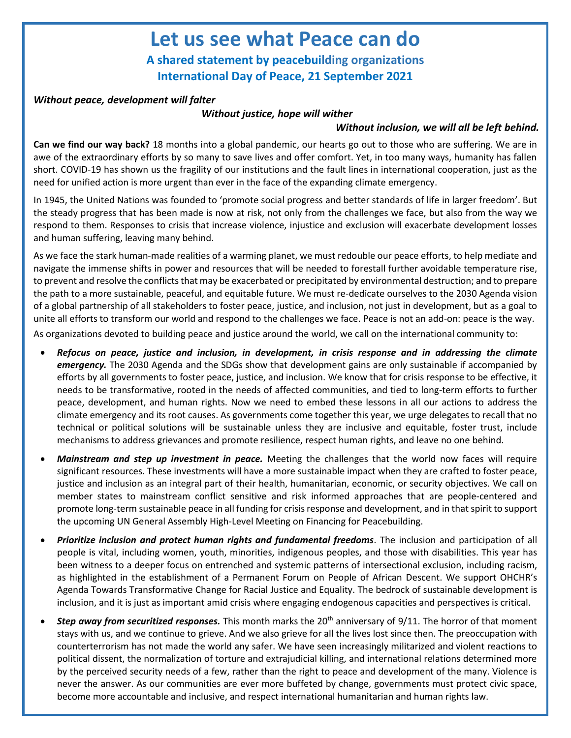# Let us see what Peace can do

## A shared statement by peacebuilding organizations
## International Day of Peace, 21 September 2021

***Without peace, development will falter***

***Without justice, hope will wither***

***Without inclusion, we will all be left behind.***

**Can we find our way back?** 18 months into a global pandemic, our hearts go out to those who are suffering. We are in awe of the extraordinary efforts by so many to save lives and offer comfort. Yet, in too many ways, humanity has fallen short. COVID-19 has shown us the fragility of our institutions and the fault lines in international cooperation, just as the need for unified action is more urgent than ever in the face of the expanding climate emergency.

In 1945, the United Nations was founded to 'promote social progress and better standards of life in larger freedom'. But the steady progress that has been made is now at risk, not only from the challenges we face, but also from the way we respond to them. Responses to crisis that increase violence, injustice and exclusion will exacerbate development losses and human suffering, leaving many behind.

As we face the stark human-made realities of a warming planet, we must redouble our peace efforts, to help mediate and navigate the immense shifts in power and resources that will be needed to forestall further avoidable temperature rise, to prevent and resolve the conflicts that may be exacerbated or precipitated by environmental destruction; and to prepare the path to a more sustainable, peaceful, and equitable future. We must re-dedicate ourselves to the 2030 Agenda vision of a global partnership of all stakeholders to foster peace, justice, and inclusion, not just in development, but as a goal to unite all efforts to transform our world and respond to the challenges we face. Peace is not an add-on: peace is the way.

As organizations devoted to building peace and justice around the world, we call on the international community to:

- ***Refocus on peace, justice and inclusion, in development, in crisis response and in addressing the climate emergency.*** The 2030 Agenda and the SDGs show that development gains are only sustainable if accompanied by efforts by all governments to foster peace, justice, and inclusion. We know that for crisis response to be effective, it needs to be transformative, rooted in the needs of affected communities, and tied to long-term efforts to further peace, development, and human rights. Now we need to embed these lessons in all our actions to address the climate emergency and its root causes. As governments come together this year, we urge delegates to recall that no technical or political solutions will be sustainable unless they are inclusive and equitable, foster trust, include mechanisms to address grievances and promote resilience, respect human rights, and leave no one behind.
- ***Mainstream and step up investment in peace.*** Meeting the challenges that the world now faces will require significant resources. These investments will have a more sustainable impact when they are crafted to foster peace, justice and inclusion as an integral part of their health, humanitarian, economic, or security objectives. We call on member states to mainstream conflict sensitive and risk informed approaches that are people-centered and promote long-term sustainable peace in all funding for crisis response and development, and in that spirit to support the upcoming UN General Assembly High-Level Meeting on Financing for Peacebuilding.
- ***Prioritize inclusion and protect human rights and fundamental freedoms***. The inclusion and participation of all people is vital, including women, youth, minorities, indigenous peoples, and those with disabilities. This year has been witness to a deeper focus on entrenched and systemic patterns of intersectional exclusion, including racism, as highlighted in the establishment of a Permanent Forum on People of African Descent. We support OHCHR's Agenda Towards Transformative Change for Racial Justice and Equality. The bedrock of sustainable development is inclusion, and it is just as important amid crisis where engaging endogenous capacities and perspectives is critical.
- ***Step away from securitized responses.*** This month marks the 20th anniversary of 9/11. The horror of that moment stays with us, and we continue to grieve. And we also grieve for all the lives lost since then. The preoccupation with counterterrorism has not made the world any safer. We have seen increasingly militarized and violent reactions to political dissent, the normalization of torture and extrajudicial killing, and international relations determined more by the perceived security needs of a few, rather than the right to peace and development of the many. Violence is never the answer. As our communities are ever more buffeted by change, governments must protect civic space, become more accountable and inclusive, and respect international humanitarian and human rights law.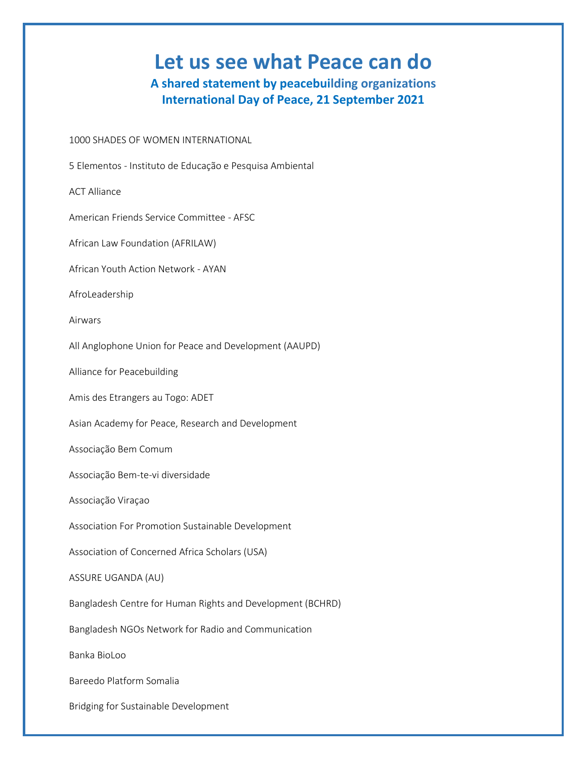# Let us see what Peace can do

### A shared statement by peacebuilding organizations
### International Day of Peace, 21 September 2021

1000 SHADES OF WOMEN INTERNATIONAL

5 Elementos - Instituto de Educação e Pesquisa Ambiental

ACT Alliance

American Friends Service Committee - AFSC

African Law Foundation (AFRILAW)

African Youth Action Network - AYAN

AfroLeadership

Airwars

All Anglophone Union for Peace and Development (AAUPD)

Alliance for Peacebuilding

Amis des Etrangers au Togo: ADET

Asian Academy for Peace, Research and Development

Associação Bem Comum

Associação Bem-te-vi diversidade

Associação Viraçao

Association For Promotion Sustainable Development

Association of Concerned Africa Scholars (USA)

ASSURE UGANDA (AU)

Bangladesh Centre for Human Rights and Development (BCHRD)

Bangladesh NGOs Network for Radio and Communication

Banka BioLoo

Bareedo Platform Somalia

Bridging for Sustainable Development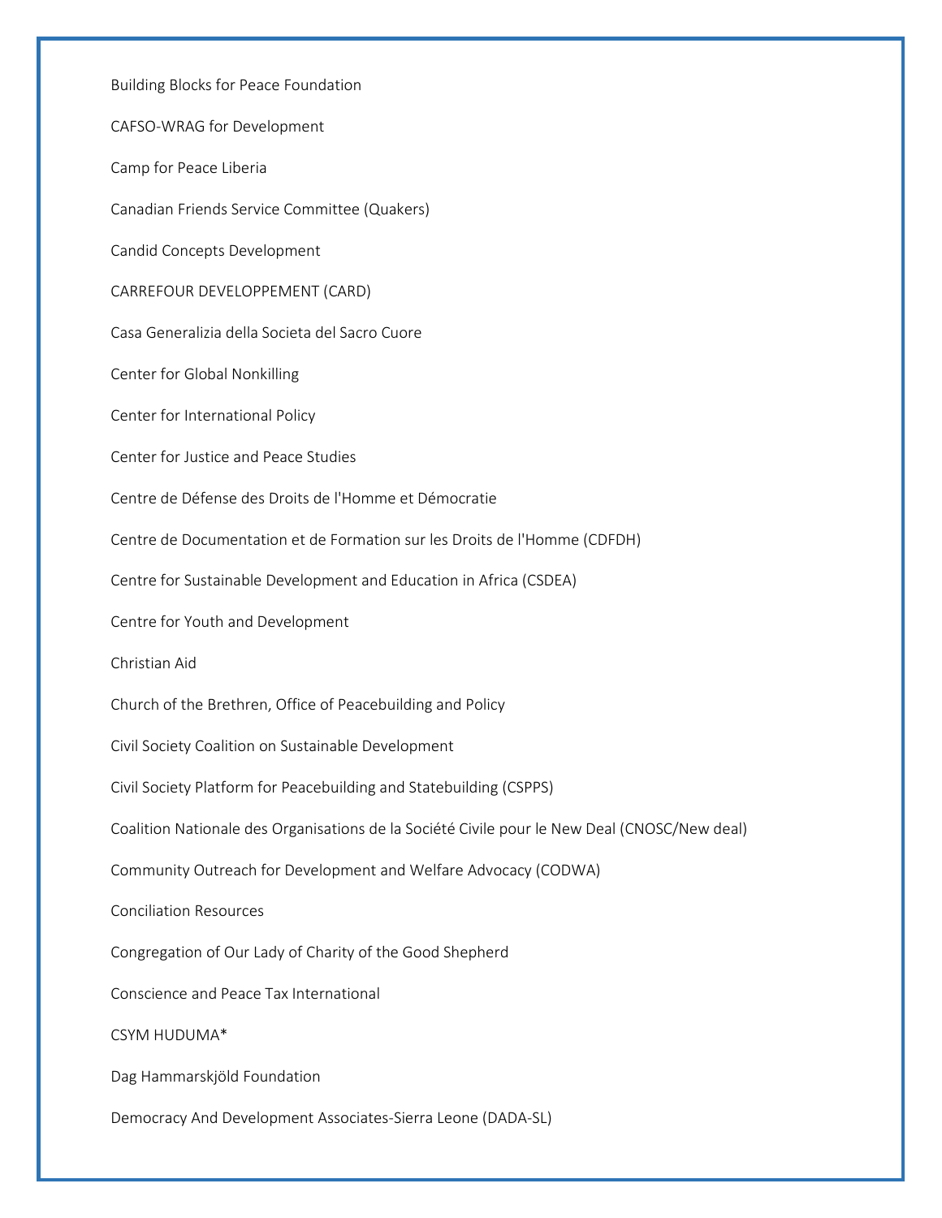Building Blocks for Peace Foundation

CAFSO-WRAG for Development

Camp for Peace Liberia

Canadian Friends Service Committee (Quakers)

Candid Concepts Development

CARREFOUR DEVELOPPEMENT (CARD)

Casa Generalizia della Societa del Sacro Cuore

Center for Global Nonkilling

Center for International Policy

Center for Justice and Peace Studies

Centre de Défense des Droits de l'Homme et Démocratie

Centre de Documentation et de Formation sur les Droits de l'Homme (CDFDH)

Centre for Sustainable Development and Education in Africa (CSDEA)

Centre for Youth and Development

Christian Aid

Church of the Brethren, Office of Peacebuilding and Policy

Civil Society Coalition on Sustainable Development

Civil Society Platform for Peacebuilding and Statebuilding (CSPPS)

Coalition Nationale des Organisations de la Société Civile pour le New Deal (CNOSC/New deal)

Community Outreach for Development and Welfare Advocacy (CODWA)

Conciliation Resources

Congregation of Our Lady of Charity of the Good Shepherd

Conscience and Peace Tax International

CSYM HUDUMA*

Dag Hammarskjöld Foundation

Democracy And Development Associates-Sierra Leone (DADA-SL)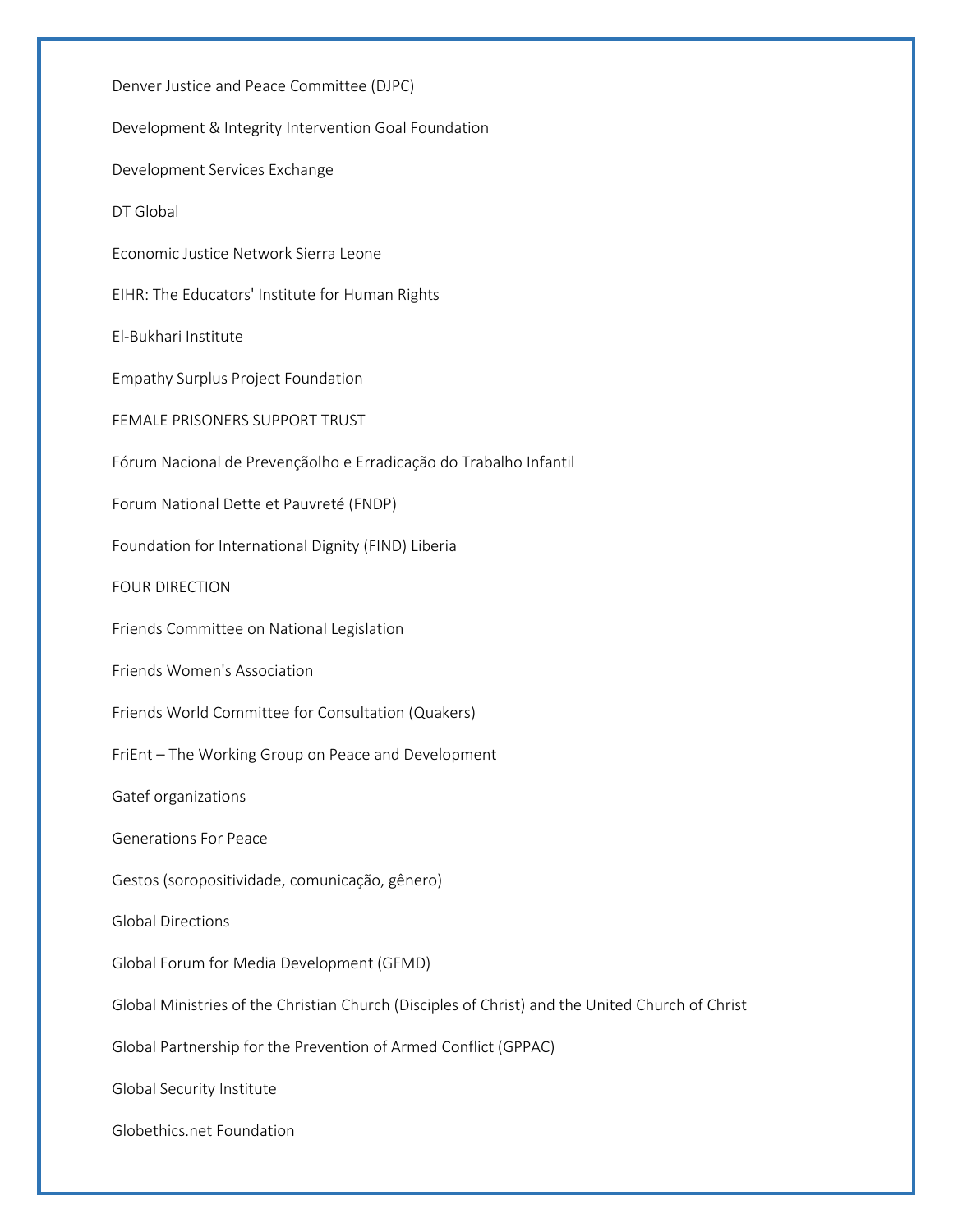Denver Justice and Peace Committee (DJPC)

Development & Integrity Intervention Goal Foundation

Development Services Exchange

DT Global

Economic Justice Network Sierra Leone

EIHR: The Educators' Institute for Human Rights

El-Bukhari Institute

Empathy Surplus Project Foundation

FEMALE PRISONERS SUPPORT TRUST

Fórum Nacional de Prevençãolho e Erradicação do Trabalho Infantil

Forum National Dette et Pauvreté (FNDP)

Foundation for International Dignity (FIND) Liberia

FOUR DIRECTION

Friends Committee on National Legislation

Friends Women's Association

Friends World Committee for Consultation (Quakers)

FriEnt – The Working Group on Peace and Development

Gatef organizations

Generations For Peace

Gestos (soropositividade, comunicação, gênero)

Global Directions

Global Forum for Media Development (GFMD)

Global Ministries of the Christian Church (Disciples of Christ) and the United Church of Christ

Global Partnership for the Prevention of Armed Conflict (GPPAC)

Global Security Institute

Globethics.net Foundation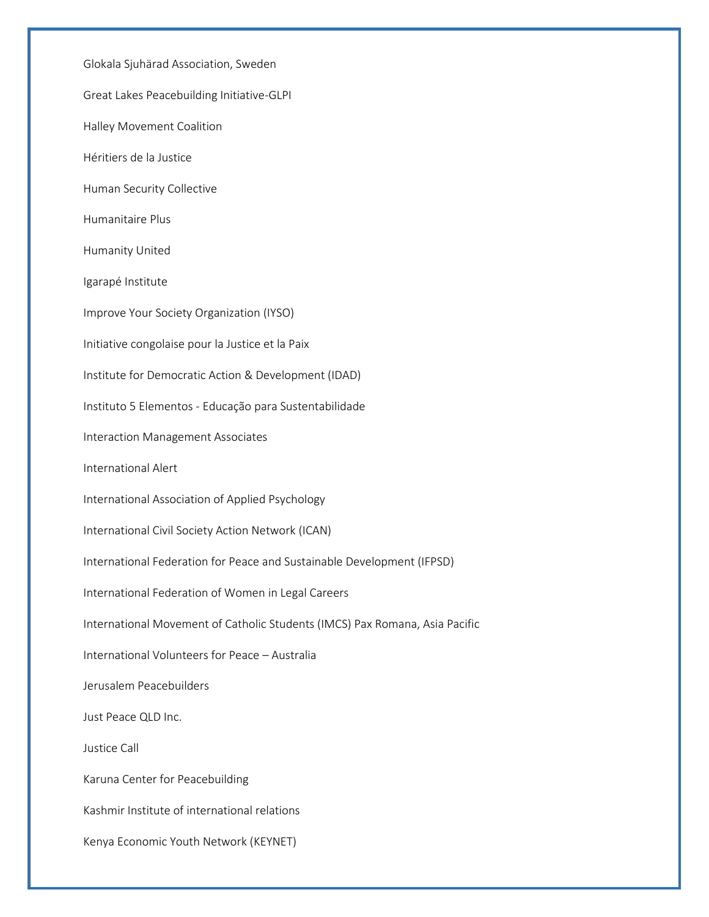Glokala Sjuhärad Association, Sweden

Great Lakes Peacebuilding Initiative-GLPI

Halley Movement Coalition

Héritiers de la Justice

Human Security Collective

Humanitaire Plus

Humanity United

Igarapé Institute

Improve Your Society Organization (IYSO)

Initiative congolaise pour la Justice et la Paix

Institute for Democratic Action & Development (IDAD)

Instituto 5 Elementos - Educação para Sustentabilidade

Interaction Management Associates

International Alert

International Association of Applied Psychology

International Civil Society Action Network (ICAN)

International Federation for Peace and Sustainable Development (IFPSD)

International Federation of Women in Legal Careers

International Movement of Catholic Students (IMCS) Pax Romana, Asia Pacific

International Volunteers for Peace – Australia

Jerusalem Peacebuilders

Just Peace QLD Inc.

Justice Call

Karuna Center for Peacebuilding

Kashmir Institute of international relations

Kenya Economic Youth Network (KEYNET)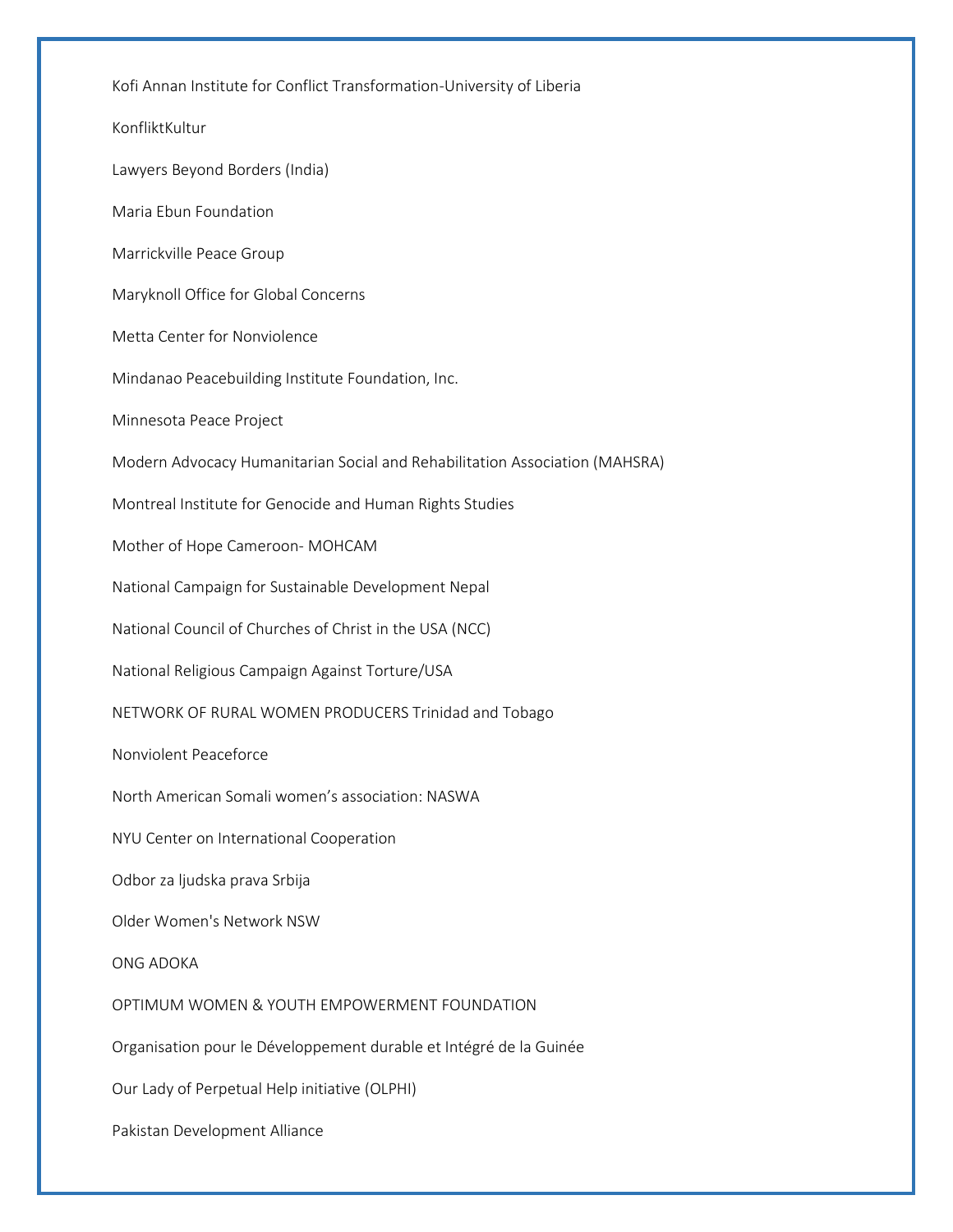Kofi Annan Institute for Conflict Transformation-University of Liberia

KonfliktKultur

Lawyers Beyond Borders (India)

Maria Ebun Foundation

Marrickville Peace Group

Maryknoll Office for Global Concerns

Metta Center for Nonviolence

Mindanao Peacebuilding Institute Foundation, Inc.

Minnesota Peace Project

Modern Advocacy Humanitarian Social and Rehabilitation Association (MAHSRA)

Montreal Institute for Genocide and Human Rights Studies

Mother of Hope Cameroon- MOHCAM

National Campaign for Sustainable Development Nepal

National Council of Churches of Christ in the USA (NCC)

National Religious Campaign Against Torture/USA

NETWORK OF RURAL WOMEN PRODUCERS Trinidad and Tobago

Nonviolent Peaceforce

North American Somali women's association: NASWA

NYU Center on International Cooperation

Odbor za ljudska prava Srbija

Older Women's Network NSW

ONG ADOKA

OPTIMUM WOMEN & YOUTH EMPOWERMENT FOUNDATION

Organisation pour le Développement durable et Intégré de la Guinée

Our Lady of Perpetual Help initiative (OLPHI)

Pakistan Development Alliance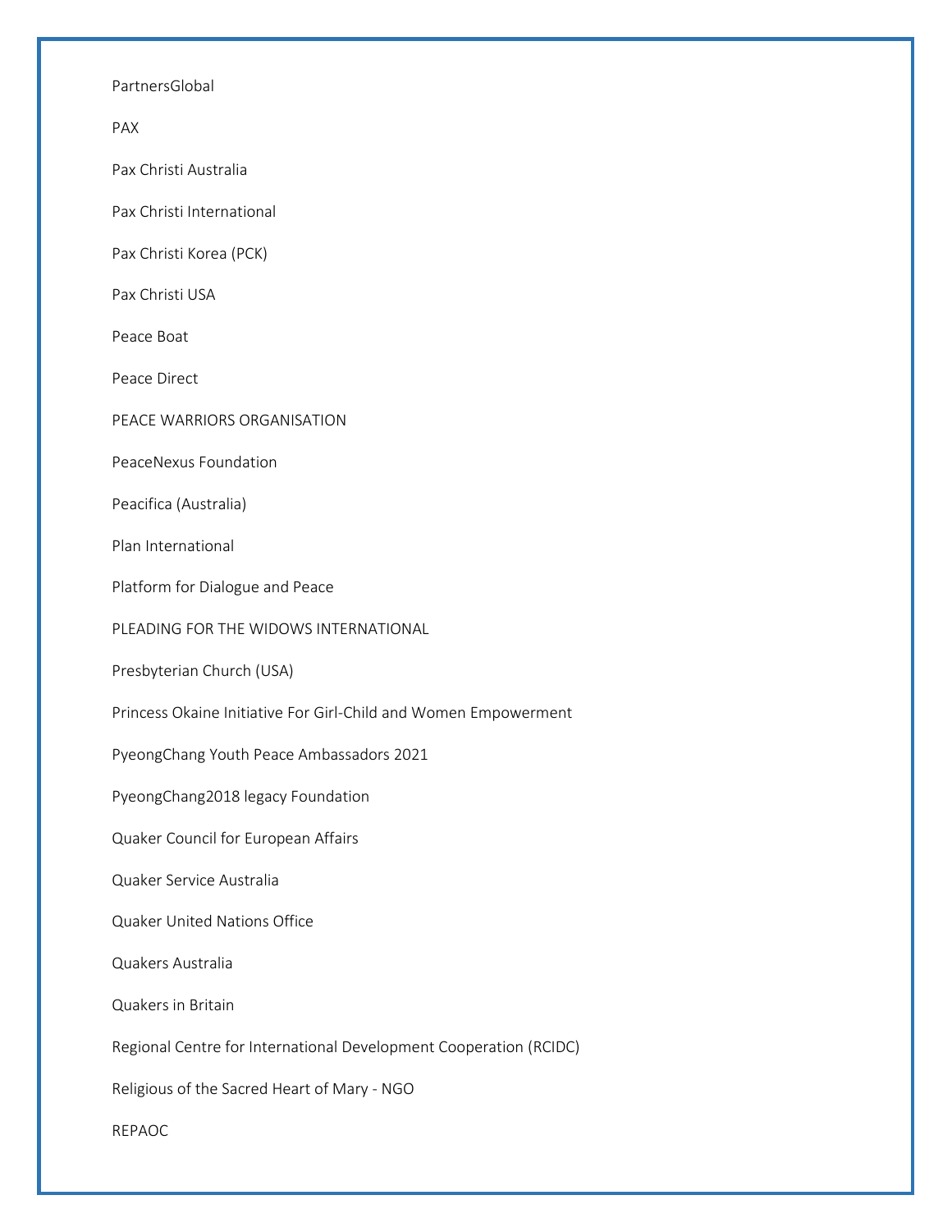PartnersGlobal

PAX

Pax Christi Australia

Pax Christi International

Pax Christi Korea (PCK)

Pax Christi USA

Peace Boat

Peace Direct

PEACE WARRIORS ORGANISATION

PeaceNexus Foundation

Peacifica (Australia)

Plan International

Platform for Dialogue and Peace

PLEADING FOR THE WIDOWS INTERNATIONAL

Presbyterian Church (USA)

Princess Okaine Initiative For Girl-Child and Women Empowerment

PyeongChang Youth Peace Ambassadors 2021

PyeongChang2018 legacy Foundation

Quaker Council for European Affairs

Quaker Service Australia

Quaker United Nations Office

Quakers Australia

Quakers in Britain

Regional Centre for International Development Cooperation (RCIDC)

Religious of the Sacred Heart of Mary - NGO

REPAOC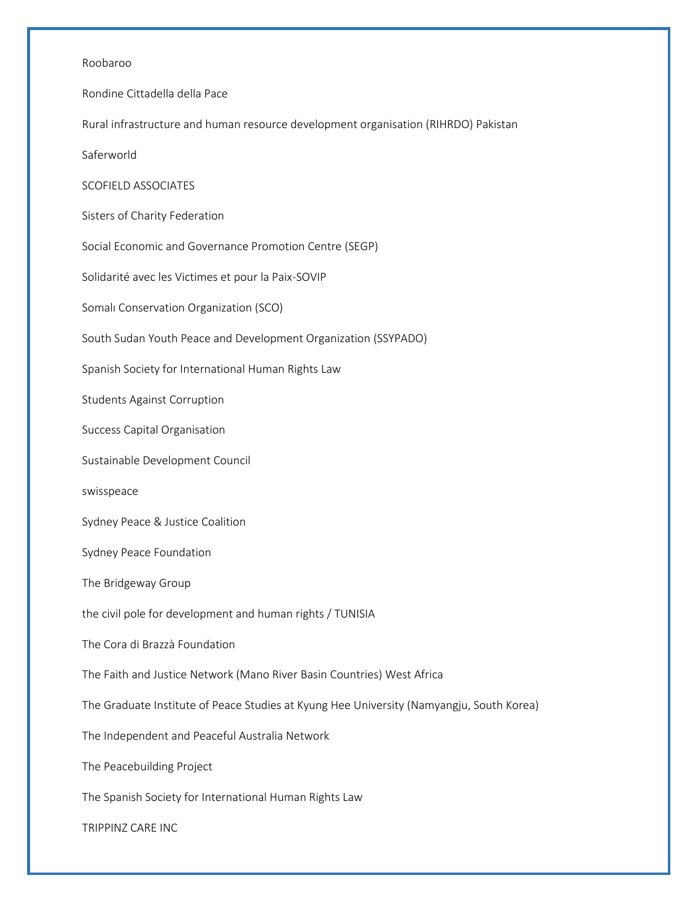Roobaroo

Rondine Cittadella della Pace

Rural infrastructure and human resource development organisation (RIHRDO) Pakistan

Saferworld

SCOFIELD ASSOCIATES

Sisters of Charity Federation

Social Economic and Governance Promotion Centre (SEGP)

Solidarité avec les Victimes et pour la Paix-SOVIP

Somalı Conservation Organization (SCO)

South Sudan Youth Peace and Development Organization (SSYPADO)

Spanish Society for International Human Rights Law

Students Against Corruption

Success Capital Organisation

Sustainable Development Council

swisspeace

Sydney Peace & Justice Coalition

Sydney Peace Foundation

The Bridgeway Group

the civil pole for development and human rights / TUNISIA

The Cora di Brazzà Foundation

The Faith and Justice Network (Mano River Basin Countries) West Africa

The Graduate Institute of Peace Studies at Kyung Hee University (Namyangju, South Korea)

The Independent and Peaceful Australia Network

The Peacebuilding Project

The Spanish Society for International Human Rights Law

TRIPPINZ CARE INC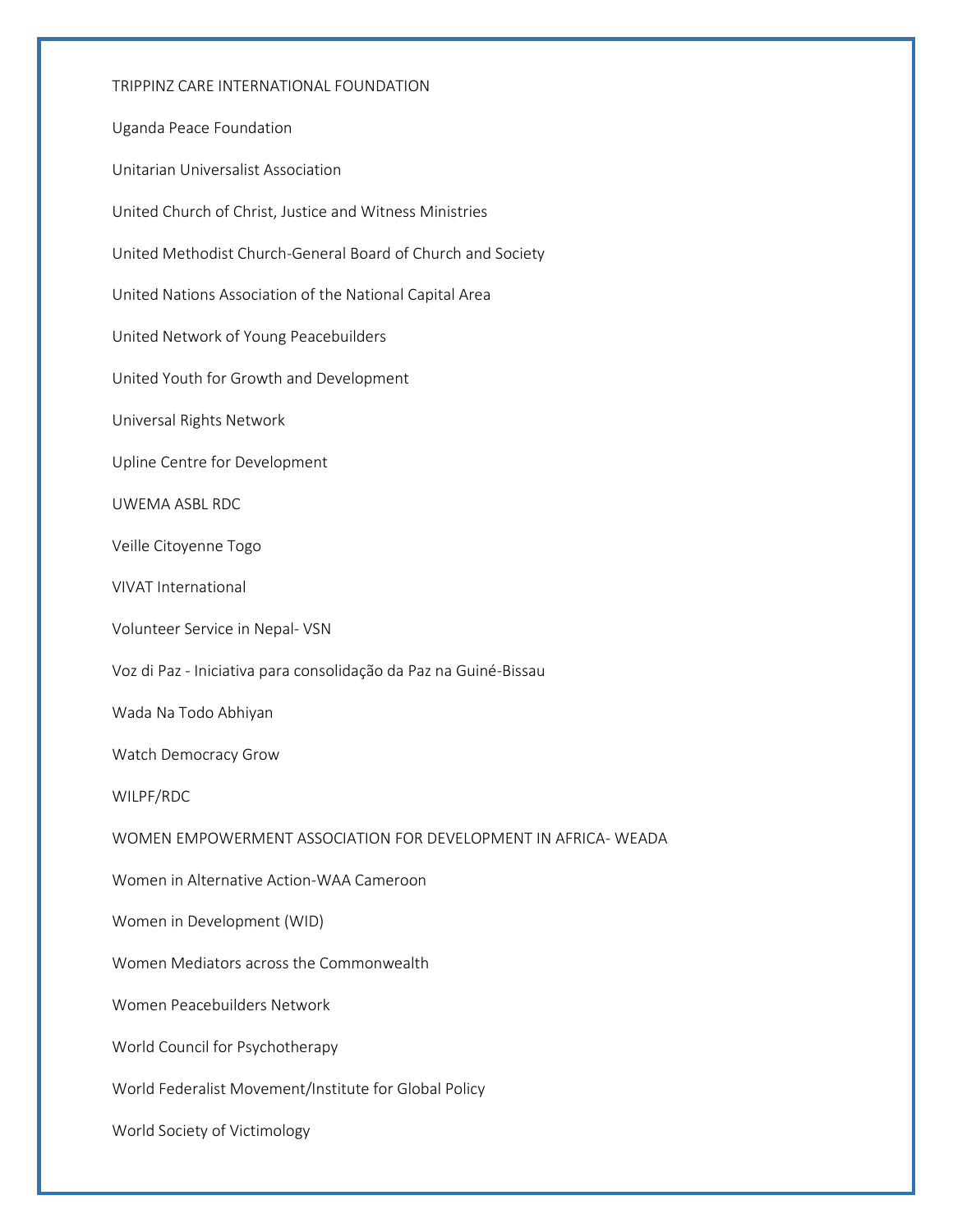TRIPPINZ CARE INTERNATIONAL FOUNDATION

Uganda Peace Foundation

Unitarian Universalist Association

United Church of Christ, Justice and Witness Ministries

United Methodist Church-General Board of Church and Society

United Nations Association of the National Capital Area

United Network of Young Peacebuilders

United Youth for Growth and Development

Universal Rights Network

Upline Centre for Development

UWEMA ASBL RDC

Veille Citoyenne Togo

VIVAT International

Volunteer Service in Nepal- VSN

Voz di Paz - Iniciativa para consolidação da Paz na Guiné-Bissau

Wada Na Todo Abhiyan

Watch Democracy Grow

WILPF/RDC

WOMEN EMPOWERMENT ASSOCIATION FOR DEVELOPMENT IN AFRICA- WEADA

Women in Alternative Action-WAA Cameroon

Women in Development (WID)

Women Mediators across the Commonwealth

Women Peacebuilders Network

World Council for Psychotherapy

World Federalist Movement/Institute for Global Policy

World Society of Victimology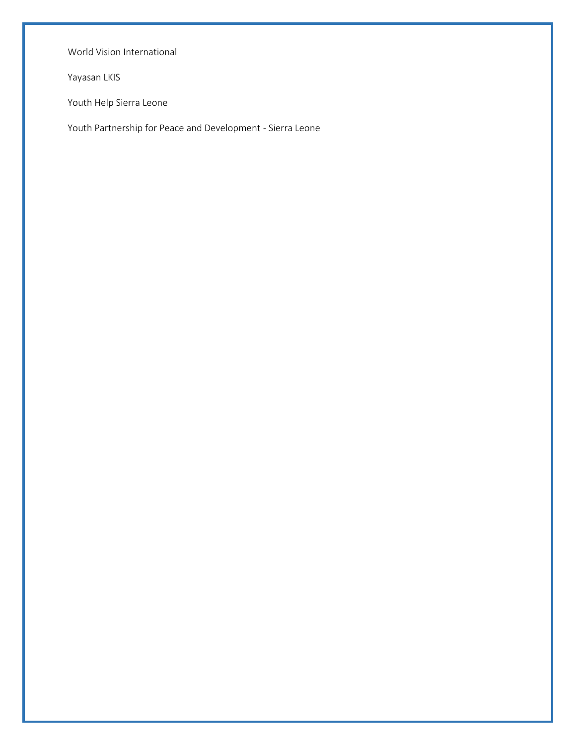World Vision International

Yayasan LKIS

Youth Help Sierra Leone

Youth Partnership for Peace and Development - Sierra Leone